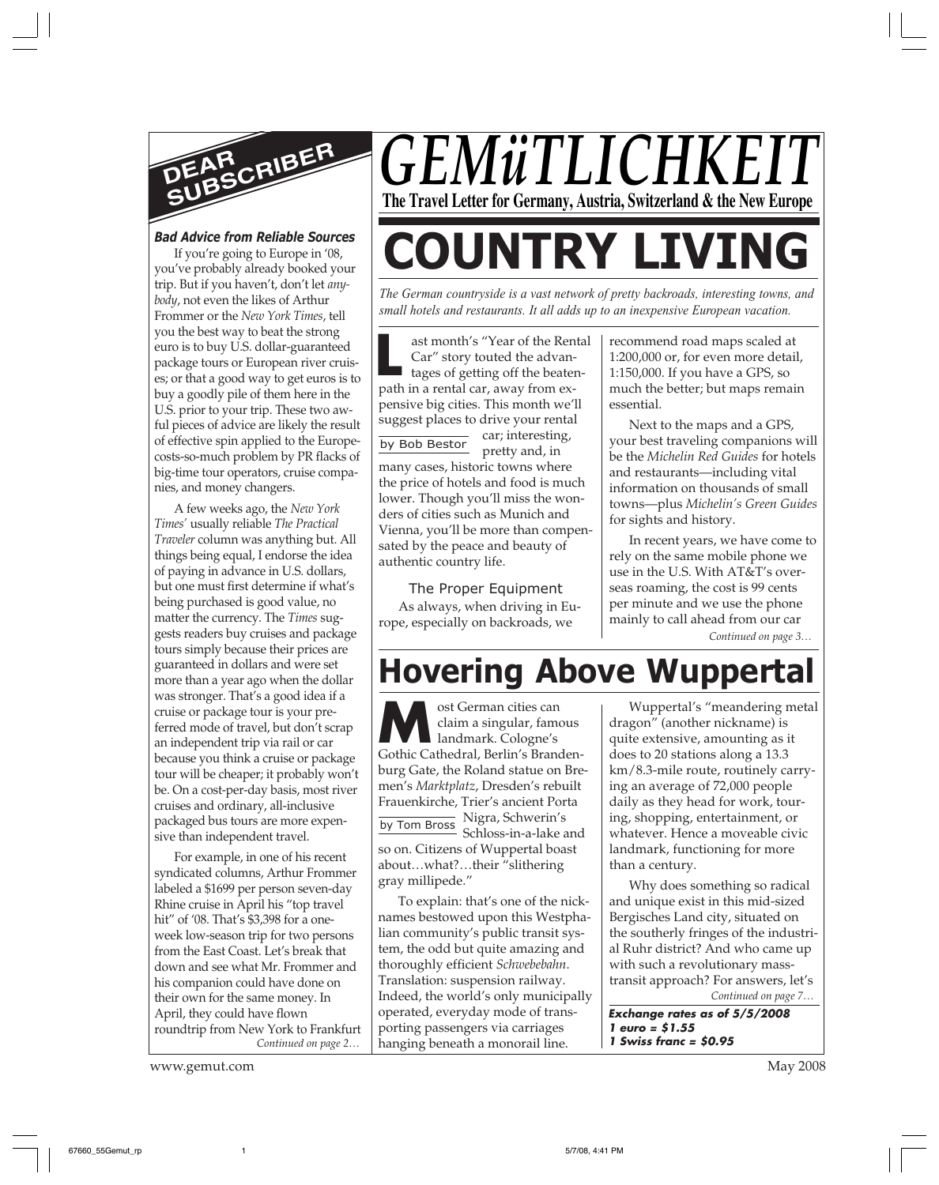# GEMüTLICHKEIT

**The Travel Letter for Germany, Austria, Switzerland & the New Europe**

## DEAR SUBSCRIBER

### Bad Advice from Reliable Sources

If you're going to Europe in '08, you've probably already booked your trip. But if you haven't, don't let *anybody*, not even the likes of Arthur Frommer or the *New York Times*, tell you the best way to beat the strong euro is to buy U.S. dollar-guaranteed package tours or European river cruises; or that a good way to get euros is to buy a goodly pile of them here in the U.S. prior to your trip. These two awful pieces of advice are likely the result of effective spin applied to the Europe-costs-so-much problem by PR flacks of big-time tour operators, cruise companies, and money changers.

A few weeks ago, the *New York Times'* usually reliable *The Practical Traveler* column was anything but. All things being equal, I endorse the idea of paying in advance in U.S. dollars, but one must first determine if what's being purchased is good value, no matter the currency. The *Times* suggests readers buy cruises and package tours simply because their prices are guaranteed in dollars and were set more than a year ago when the dollar was stronger. That's a good idea if a cruise or package tour is your preferred mode of travel, but don't scrap an independent trip via rail or car because you think a cruise or package tour will be cheaper; it probably won't be. On a cost-per-day basis, most river cruises and ordinary, all-inclusive packaged bus tours are more expensive than independent travel.

For example, in one of his recent syndicated columns, Arthur Frommer labeled a $1699 per person seven-day Rhine cruise in April his "top travel hit" of '08. That's $3,398 for a one-week low-season trip for two persons from the East Coast. Let's break that down and see what Mr. Frommer and his companion could have done on their own for the same money. In April, they could have flown roundtrip from New York to Frankfurt

*Continued on page 2…*

# COUNTRY LIVING

*The German countryside is a vast network of pretty backroads, interesting towns, and small hotels and restaurants. It all adds up to an inexpensive European vacation.*

by Bob Bestor

Last month's "Year of the Rental Car" story touted the advantages of getting off the beaten-path in a rental car, away from expensive big cities. This month we'll suggest places to drive your rental car; interesting, pretty and, in many cases, historic towns where the price of hotels and food is much lower. Though you'll miss the wonders of cities such as Munich and Vienna, you'll be more than compensated by the peace and beauty of authentic country life.

### The Proper Equipment

As always, when driving in Europe, especially on backroads, we recommend road maps scaled at 1:200,000 or, for even more detail, 1:150,000. If you have a GPS, so much the better; but maps remain essential.

Next to the maps and a GPS, your best traveling companions will be the *Michelin Red Guides* for hotels and restaurants—including vital information on thousands of small towns—plus *Michelin's Green Guides* for sights and history.

In recent years, we have come to rely on the same mobile phone we use in the U.S. With AT&T's overseas roaming, the cost is 99 cents per minute and we use the phone mainly to call ahead from our car

*Continued on page 3…*

# Hovering Above Wuppertal

by Tom Bross

Most German cities can claim a singular, famous landmark. Cologne's Gothic Cathedral, Berlin's Brandenburg Gate, the Roland statue on Bremen's *Marktplatz*, Dresden's rebuilt Frauenkirche, Trier's ancient Porta Nigra, Schwerin's Schloss-in-a-lake and so on. Citizens of Wuppertal boast about…what?…their "slithering gray millipede."

To explain: that's one of the nicknames bestowed upon this Westphalian community's public transit system, the odd but quite amazing and thoroughly efficient *Schwebebahn*. Translation: suspension railway. Indeed, the world's only municipally operated, everyday mode of transporting passengers via carriages hanging beneath a monorail line.

Wuppertal's "meandering metal dragon" (another nickname) is quite extensive, amounting as it does to 20 stations along a 13.3 km/8.3-mile route, routinely carrying an average of 72,000 people daily as they head for work, touring, shopping, entertainment, or whatever. Hence a moveable civic landmark, functioning for more than a century.

Why does something so radical and unique exist in this mid-sized Bergisches Land city, situated on the southerly fringes of the industrial Ruhr district? And who came up with such a revolutionary mass-transit approach? For answers, let's

*Continued on page 7…*

***Exchange rates as of 5/5/2008***
***1 euro = $1.55***
***1 Swiss franc = $0.95***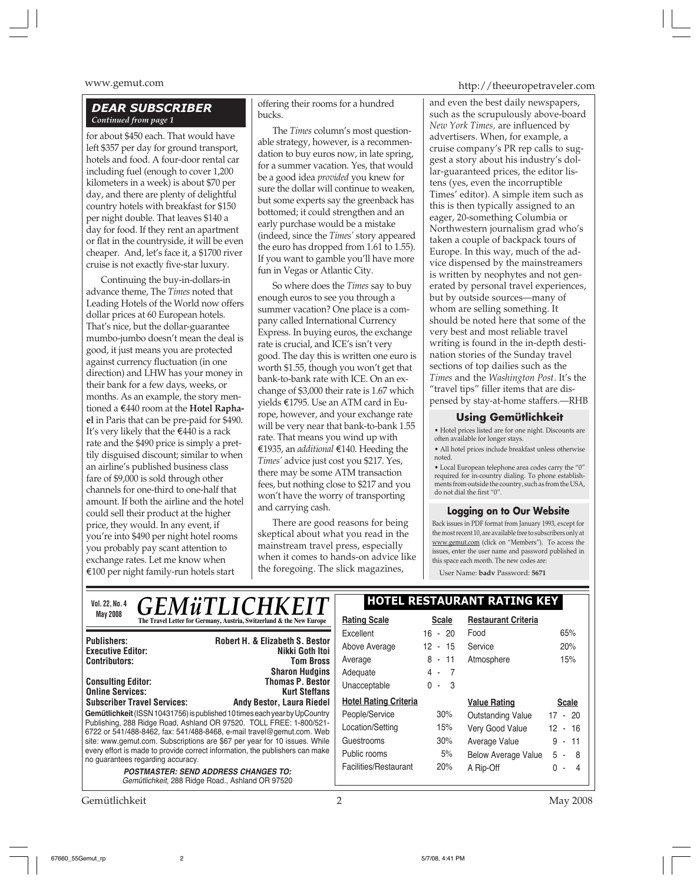### DEAR SUBSCRIBER

*Continued from page 1*

for about $450 each. That would have left $357 per day for ground transport, hotels and food. A four-door rental car including fuel (enough to cover 1,200 kilometers in a week) is about $70 per day, and there are plenty of delightful country hotels with breakfast for $150 per night double. That leaves $140 a day for food. If they rent an apartment or flat in the countryside, it will be even cheaper. And, let's face it, a $1700 river cruise is not exactly five-star luxury.

Continuing the buy-in-dollars-in advance theme, The *Times* noted that Leading Hotels of the World now offers dollar prices at 60 European hotels. That's nice, but the dollar-guarantee mumbo-jumbo doesn't mean the deal is good, it just means you are protected against currency fluctuation (in one direction) and LHW has your money in their bank for a few days, weeks, or months. As an example, the story mentioned a €440 room at the **Hotel Raphael** in Paris that can be pre-paid for $490. It's very likely that the €440 is a rack rate and the $490 price is simply a prettily disguised discount; similar to when an airline's published business class fare of $9,000 is sold through other channels for one-third to one-half that amount. If both the airline and the hotel could sell their product at the higher price, they would. In any event, if you're into $490 per night hotel rooms you probably pay scant attention to exchange rates. Let me know when €100 per night family-run hotels start offering their rooms for a hundred bucks.

The *Times* column's most questionable strategy, however, is a recommendation to buy euros now, in late spring, for a summer vacation. Yes, that would be a good idea *provided* you knew for sure the dollar will continue to weaken, but some experts say the greenback has bottomed; it could strengthen and an early purchase would be a mistake (indeed, since the *Times'* story appeared the euro has dropped from 1.61 to 1.55). If you want to gamble you'll have more fun in Vegas or Atlantic City.

So where does the *Times* say to buy enough euros to see you through a summer vacation? One place is a company called International Currency Express. In buying euros, the exchange rate is crucial, and ICE's isn't very good. The day this is written one euro is worth $1.55, though you won't get that bank-to-bank rate with ICE. On an exchange of $3,000 their rate is 1.67 which yields €1795. Use an ATM card in Europe, however, and your exchange rate will be very near that bank-to-bank 1.55 rate. That means you wind up with €1935, an *additional* €140. Heeding the *Times'* advice just cost you $217. Yes, there may be some ATM transaction fees, but nothing close to $217 and you won't have the worry of transporting and carrying cash.

There are good reasons for being skeptical about what you read in the mainstream travel press, especially when it comes to hands-on advice like the foregoing. The slick magazines, and even the best daily newspapers, such as the scrupulously above-board *New York Times*, are influenced by advertisers. When, for example, a cruise company's PR rep calls to suggest a story about his industry's dollar-guaranteed prices, the editor listens (yes, even the incorruptible Times' editor). A simple item such as this is then typically assigned to an eager, 20-something Columbia or Northwestern journalism grad who's taken a couple of backpack tours of Europe. In this way, much of the advice dispensed by the mainstreamers is written by neophytes and not generated by personal travel experiences, but by outside sources—many of whom are selling something. It should be noted here that some of the very best and most reliable travel writing is found in the in-depth destination stories of the Sunday travel sections of top dailies such as the *Times* and the *Washington Post*. It's the "travel tips" filler items that are dispensed by stay-at-home staffers.—RHB

### Using Gemütlichkeit

- Hotel prices listed are for one night. Discounts are often available for longer stays.
- All hotel prices include breakfast unless otherwise noted.
- Local European telephone area codes carry the "0" required for in-country dialing. To phone establishments from outside the country, such as from the USA, do not dial the first "0".

### Logging on to Our Website

Back issues in PDF format from January 1993, except for the most recent 10, are available free to subscribers only at www.gemut.com (click on "Members"). To access the issues, enter the user name and password published in this space each month. The new codes are:

User Name: **badv** Password: **5671**

---

**Vol. 22, No. 4**
**May 2008**

# GEMüTLICHKEIT

**The Travel Letter for Germany, Austria, Switzerland & the New Europe**

| | |
|---|---|
| **Publishers:** | **Robert H. & Elizabeth S. Bestor** |
| **Executive Editor:** | **Nikki Goth Itoi** |
| **Contributors:** | **Tom Bross** |
| | **Sharon Hudgins** |
| **Consulting Editor:** | **Thomas P. Bestor** |
| **Online Services:** | **Kurt Steffans** |
| **Subscriber Travel Services:** | **Andy Bestor, Laura Riedel** |

**Gemütlichkeit** (ISSN 10431756) is published 10 times each year by UpCountry Publishing, 288 Ridge Road, Ashland OR 97520. TOLL FREE: 1-800/521-6722 or 541/488-8462, fax: 541/488-8468, e-mail travel@gemut.com. Web site: www.gemut.com. Subscriptions are $67 per year for 10 issues. While every effort is made to provide correct information, the publishers can make no guarantees regarding accuracy.

***POSTMASTER: SEND ADDRESS CHANGES TO:***
*Gemütlichkeit*, 288 Ridge Road., Ashland OR 97520

### HOTEL RESTAURANT RATING KEY

| Rating Scale | Scale | Restaurant Criteria | |
|---|---|---|---|
| Excellent | 16 - 20 | Food | 65% |
| Above Average | 12 - 15 | Service | 20% |
| Average | 8 - 11 | Atmosphere | 15% |
| Adequate | 4 - 7 | | |
| Unacceptable | 0 - 3 | | |

| Hotel Rating Criteria | | Value Rating | Scale |
|---|---|---|---|
| People/Service | 30% | Outstanding Value | 17 - 20 |
| Location/Setting | 15% | Very Good Value | 12 - 16 |
| Guestrooms | 30% | Average Value | 9 - 11 |
| Public rooms | 5% | Below Average Value | 5 - 8 |
| Facilities/Restaurant | 20% | A Rip-Off | 0 - 4 |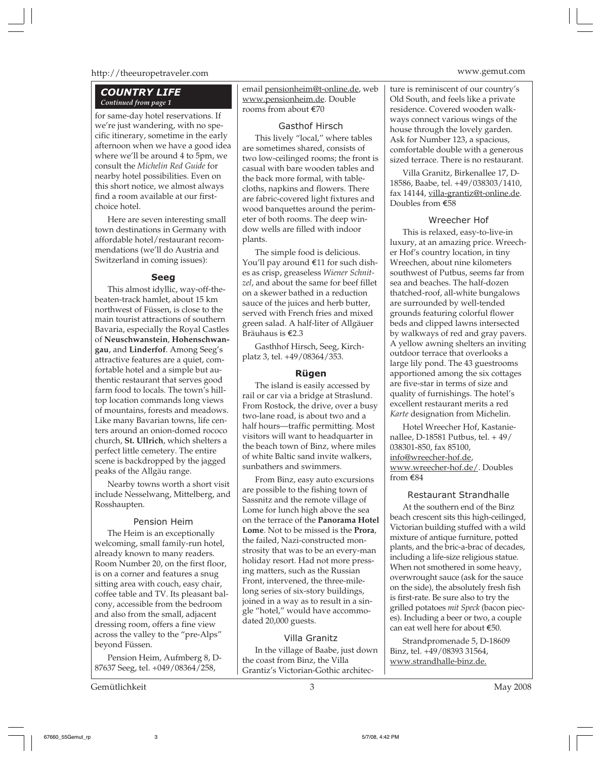## *COUNTRY LIFE*

*Continued from page 1*

for same-day hotel reservations. If we're just wandering, with no specific itinerary, sometime in the early afternoon when we have a good idea where we'll be around 4 to 5pm, we consult the *Michelin Red Guide* for nearby hotel possibilities. Even on this short notice, we almost always find a room available at our first-choice hotel.

Here are seven interesting small town destinations in Germany with affordable hotel/restaurant recommendations (we'll do Austria and Switzerland in coming issues):

### Seeg

This almost idyllic, way-off-the-beaten-track hamlet, about 15 km northwest of Füssen, is close to the main tourist attractions of southern Bavaria, especially the Royal Castles of **Neuschwanstein**, **Hohenschwangau**, and **Linderfof**. Among Seeg's attractive features are a quiet, comfortable hotel and a simple but authentic restaurant that serves good farm food to locals. The town's hilltop location commands long views of mountains, forests and meadows. Like many Bavarian towns, life centers around an onion-domed rococo church, **St. Ullrich**, which shelters a perfect little cemetery. The entire scene is backdropped by the jagged peaks of the Allgäu range.

Nearby towns worth a short visit include Nesselwang, Mittelberg, and Rosshaupten.

#### Pension Heim

The Heim is an exceptionally welcoming, small family-run hotel, already known to many readers. Room Number 20, on the first floor, is on a corner and features a snug sitting area with couch, easy chair, coffee table and TV. Its pleasant balcony, accessible from the bedroom and also from the small, adjacent dressing room, offers a fine view across the valley to the "pre-Alps" beyond Füssen.

Pension Heim, Aufmberg 8, D-87637 Seeg, tel. +049/08364/258, email pensionheim@t-online.de, web www.pensionheim.de. Double rooms from about €70

#### Gasthof Hirsch

This lively "local," where tables are sometimes shared, consists of two low-ceilinged rooms; the front is casual with bare wooden tables and the back more formal, with tablecloths, napkins and flowers. There are fabric-covered light fixtures and wood banquettes around the perimeter of both rooms. The deep window wells are filled with indoor plants.

The simple food is delicious. You'll pay around €11 for such dishes as crisp, greaseless *Wiener Schnitzel*, and about the same for beef fillet on a skewer bathed in a reduction sauce of the juices and herb butter, served with French fries and mixed green salad. A half-liter of Allgäuer Bräuhaus is €2.3

Gasthhof Hirsch, Seeg, Kirchplatz 3, tel. +49/08364/353.

### Rügen

The island is easily accessed by rail or car via a bridge at Straslund. From Rostock, the drive, over a busy two-lane road, is about two and a half hours—traffic permitting. Most visitors will want to headquarter in the beach town of Binz, where miles of white Baltic sand invite walkers, sunbathers and swimmers.

From Binz, easy auto excursions are possible to the fishing town of Sassnitz and the remote village of Lome for lunch high above the sea on the terrace of the **Panorama Hotel Lome**. Not to be missed is the **Prora**, the failed, Nazi-constructed monstrosity that was to be an every-man holiday resort. Had not more pressing matters, such as the Russian Front, intervened, the three-mile-long series of six-story buildings, joined in a way as to result in a single "hotel," would have accommodated 20,000 guests.

#### Villa Granitz

In the village of Baabe, just down the coast from Binz, the Villa Grantiz's Victorian-Gothic architecture is reminiscent of our country's Old South, and feels like a private residence. Covered wooden walkways connect various wings of the house through the lovely garden. Ask for Number 123, a spacious, comfortable double with a generous sized terrace. There is no restaurant.

Villa Granitz, Birkenallee 17, D-18586, Baabe, tel. +49/038303/1410, fax 14144, villa-grantiz@t-online.de. Doubles from €58

#### Wreecher Hof

This is relaxed, easy-to-live-in luxury, at an amazing price. Wreecher Hof's country location, in tiny Wreechen, about nine kilometers southwest of Putbus, seems far from sea and beaches. The half-dozen thatched-roof, all-white bungalows are surrounded by well-tended grounds featuring colorful flower beds and clipped lawns intersected by walkways of red and gray pavers. A yellow awning shelters an inviting outdoor terrace that overlooks a large lily pond. The 43 guestrooms apportioned among the six cottages are five-star in terms of size and quality of furnishings. The hotel's excellent restaurant merits a red *Karte* designation from Michelin.

Hotel Wreecher Hof, Kastanienallee, D-18581 Putbus, tel. + 49/038301-850, fax 85100, info@wreecher-hof.de, www.wreecher-hof.de/. Doubles from €84

#### Restaurant Strandhalle

At the southern end of the Binz beach crescent sits this high-ceilinged, Victorian building stuffed with a wild mixture of antique furniture, potted plants, and the bric-a-brac of decades, including a life-size religious statue. When not smothered in some heavy, overwrought sauce (ask for the sauce on the side), the absolutely fresh fish is first-rate. Be sure also to try the grilled potatoes *mit Speck* (bacon pieces). Including a beer or two, a couple can eat well here for about €50.

Strandpromenade 5, D-18609 Binz, tel. +49/08393 31564, www.strandhalle-binz.de.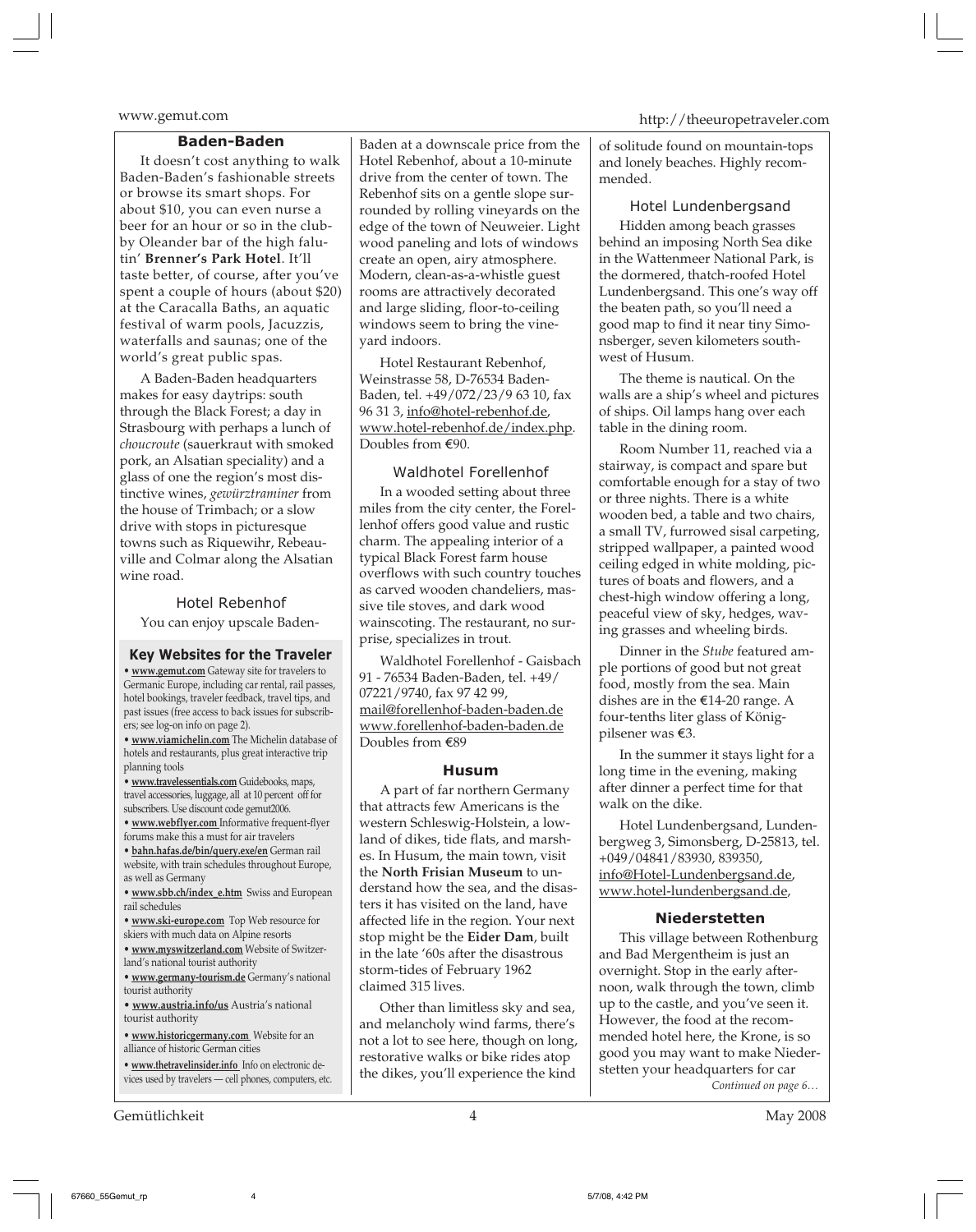## Baden-Baden

It doesn't cost anything to walk Baden-Baden's fashionable streets or browse its smart shops. For about $10, you can even nurse a beer for an hour or so in the clubby Oleander bar of the high falutin' **Brenner's Park Hotel**. It'll taste better, of course, after you've spent a couple of hours (about $20) at the Caracalla Baths, an aquatic festival of warm pools, Jacuzzis, waterfalls and saunas; one of the world's great public spas.

A Baden-Baden headquarters makes for easy daytrips: south through the Black Forest; a day in Strasbourg with perhaps a lunch of *choucroute* (sauerkraut with smoked pork, an Alsatian speciality) and a glass of one the region's most distinctive wines, *gewürztraminer* from the house of Trimbach; or a slow drive with stops in picturesque towns such as Riquewihr, Rebeauville and Colmar along the Alsatian wine road.

### Hotel Rebenhof

You can enjoy upscale Baden-Baden at a downscale price from the Hotel Rebenhof, about a 10-minute drive from the center of town. The Rebenhof sits on a gentle slope surrounded by rolling vineyards on the edge of the town of Neuweier. Light wood paneling and lots of windows create an open, airy atmosphere. Modern, clean-as-a-whistle guest rooms are attractively decorated and large sliding, floor-to-ceiling windows seem to bring the vineyard indoors.

Hotel Restaurant Rebenhof, Weinstrasse 58, D-76534 Baden-Baden, tel. +49/072/23/9 63 10, fax 96 31 3, info@hotel-rebenhof.de, www.hotel-rebenhof.de/index.php. Doubles from €90.

### Waldhotel Forellenhof

In a wooded setting about three miles from the city center, the Forellenhof offers good value and rustic charm. The appealing interior of a typical Black Forest farm house overflows with such country touches as carved wooden chandeliers, massive tile stoves, and dark wood wainscoting. The restaurant, no surprise, specializes in trout.

Waldhotel Forellenhof - Gaisbach 91 - 76534 Baden-Baden, tel. +49/07221/9740, fax 97 42 99, mail@forellenhof-baden-baden.de www.forellenhof-baden-baden.de Doubles from €89

## Husum

A part of far northern Germany that attracts few Americans is the western Schleswig-Holstein, a lowland of dikes, tide flats, and marshes. In Husum, the main town, visit the **North Frisian Museum** to understand how the sea, and the disasters it has visited on the land, have affected life in the region. Your next stop might be the **Eider Dam**, built in the late '60s after the disastrous storm-tides of February 1962 claimed 315 lives.

Other than limitless sky and sea, and melancholy wind farms, there's not a lot to see here, though on long, restorative walks or bike rides atop the dikes, you'll experience the kind of solitude found on mountain-tops and lonely beaches. Highly recommended.

### Hotel Lundenbergsand

Hidden among beach grasses behind an imposing North Sea dike in the Wattenmeer National Park, is the dormered, thatch-roofed Hotel Lundenbergsand. This one's way off the beaten path, so you'll need a good map to find it near tiny Simonsberger, seven kilometers southwest of Husum.

The theme is nautical. On the walls are a ship's wheel and pictures of ships. Oil lamps hang over each table in the dining room.

Room Number 11, reached via a stairway, is compact and spare but comfortable enough for a stay of two or three nights. There is a white wooden bed, a table and two chairs, a small TV, furrowed sisal carpeting, stripped wallpaper, a painted wood ceiling edged in white molding, pictures of boats and flowers, and a chest-high window offering a long, peaceful view of sky, hedges, waving grasses and wheeling birds.

Dinner in the *Stube* featured ample portions of good but not great food, mostly from the sea. Main dishes are in the €14-20 range. A four-tenths liter glass of Königpilsener was €3.

In the summer it stays light for a long time in the evening, making after dinner a perfect time for that walk on the dike.

Hotel Lundenbergsand, Lundenbergweg 3, Simonsberg, D-25813, tel. +049/04841/83930, 839350, info@Hotel-Lundenbergsand.de, www.hotel-lundenbergsand.de,

## Niederstetten

This village between Rothenburg and Bad Mergentheim is just an overnight. Stop in the early afternoon, walk through the town, climb up to the castle, and you've seen it. However, the food at the recommended hotel here, the Krone, is so good you may want to make Niederstetten your headquarters for car

*Continued on page 6…*

---

### Key Websites for the Traveler

- **www.gemut.com** Gateway site for travelers to Germanic Europe, including car rental, rail passes, hotel bookings, traveler feedback, travel tips, and past issues (free access to back issues for subscribers; see log-on info on page 2).
- **www.viamichelin.com** The Michelin database of hotels and restaurants, plus great interactive trip planning tools
- **www.travelessentials.com** Guidebooks, maps, travel accessories, luggage, all at 10 percent off for subscribers. Use discount code gemut2006.
- **www.webflyer.com** Informative frequent-flyer forums make this a must for air travelers
- **bahn.hafas.de/bin/query.exe/en** German rail website, with train schedules throughout Europe, as well as Germany
- **www.sbb.ch/index_e.htm** Swiss and European rail schedules
- **www.ski-europe.com** Top Web resource for skiers with much data on Alpine resorts
- **www.myswitzerland.com** Website of Switzerland's national tourist authority
- **www.germany-tourism.de** Germany's national tourist authority
- **www.austria.info/us** Austria's national tourist authority
- **www.historicgermany.com** Website for an alliance of historic German cities
- **www.thetravelinsider.info** Info on electronic devices used by travelers — cell phones, computers, etc.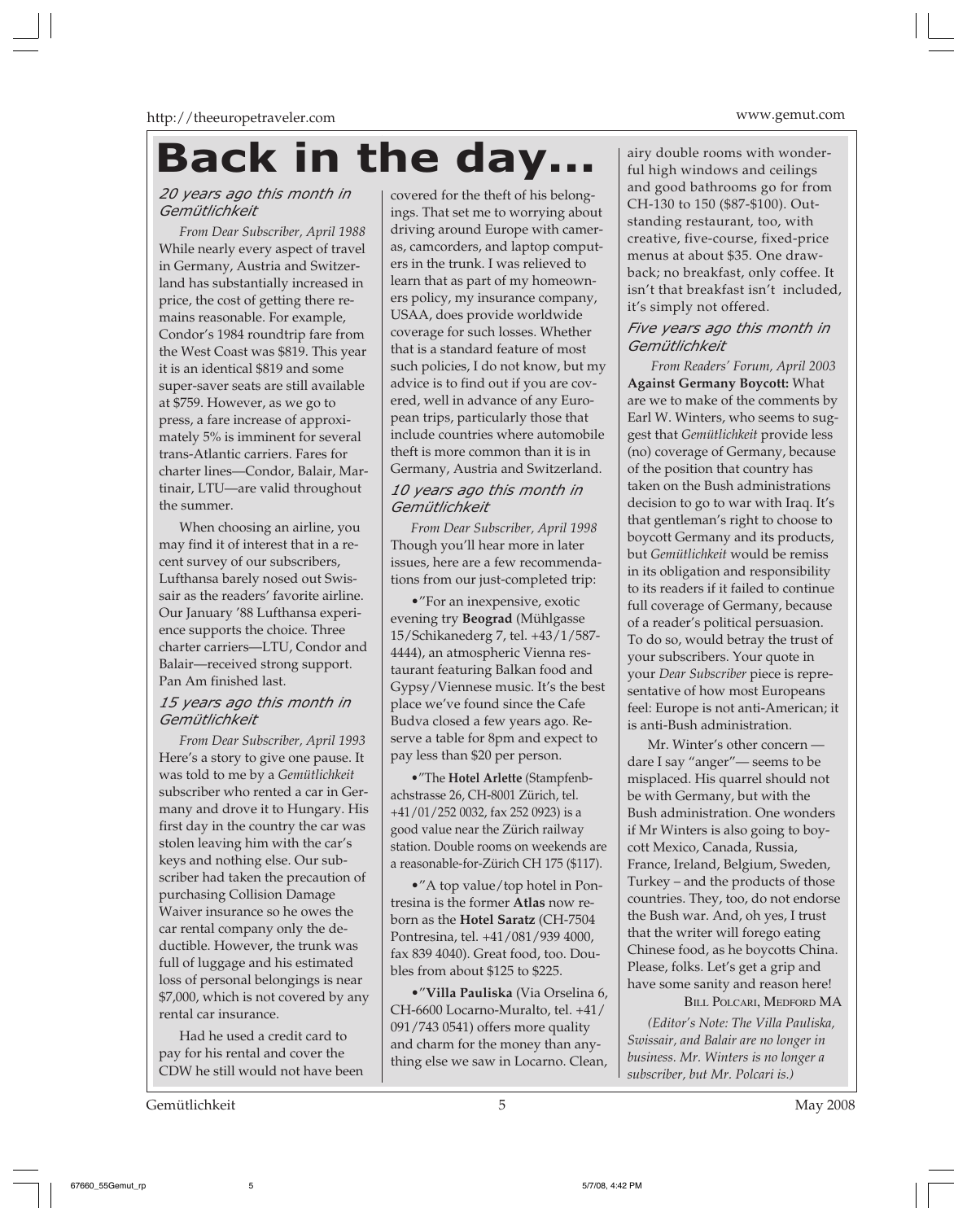# Back in the day...

### *20 years ago this month in Gemütlichkeit*

*From Dear Subscriber, April 1988*

While nearly every aspect of travel in Germany, Austria and Switzerland has substantially increased in price, the cost of getting there remains reasonable. For example, Condor's 1984 roundtrip fare from the West Coast was $819. This year it is an identical $819 and some super-saver seats are still available at $759. However, as we go to press, a fare increase of approximately 5% is imminent for several trans-Atlantic carriers. Fares for charter lines—Condor, Balair, Martinair, LTU—are valid throughout the summer.

When choosing an airline, you may find it of interest that in a recent survey of our subscribers, Lufthansa barely nosed out Swissair as the readers' favorite airline. Our January '88 Lufthansa experience supports the choice. Three charter carriers—LTU, Condor and Balair—received strong support. Pan Am finished last.

### *15 years ago this month in Gemütlichkeit*

*From Dear Subscriber, April 1993*

Here's a story to give one pause. It was told to me by a *Gemütlichkeit* subscriber who rented a car in Germany and drove it to Hungary. His first day in the country the car was stolen leaving him with the car's keys and nothing else. Our subscriber had taken the precaution of purchasing Collision Damage Waiver insurance so he owes the car rental company only the deductible. However, the trunk was full of luggage and his estimated loss of personal belongings is near $7,000, which is not covered by any rental car insurance.

Had he used a credit card to pay for his rental and cover the CDW he still would not have been covered for the theft of his belongings. That set me to worrying about driving around Europe with cameras, camcorders, and laptop computers in the trunk. I was relieved to learn that as part of my homeowners policy, my insurance company, USAA, does provide worldwide coverage for such losses. Whether that is a standard feature of most such policies, I do not know, but my advice is to find out if you are covered, well in advance of any European trips, particularly those that include countries where automobile theft is more common than it is in Germany, Austria and Switzerland.

### *10 years ago this month in Gemütlichkeit*

*From Dear Subscriber, April 1998*

Though you'll hear more in later issues, here are a few recommendations from our just-completed trip:

- "For an inexpensive, exotic evening try **Beograd** (Mühlgasse 15/Schikanederg 7, tel. +43/1/587-4444), an atmospheric Vienna restaurant featuring Balkan food and Gypsy/Viennese music. It's the best place we've found since the Cafe Budva closed a few years ago. Reserve a table for 8pm and expect to pay less than $20 per person.

- "The **Hotel Arlette** (Stampfenbachstrasse 26, CH-8001 Zürich, tel. +41/01/252 0032, fax 252 0923) is a good value near the Zürich railway station. Double rooms on weekends are a reasonable-for-Zürich CH 175 ($117).

- "A top value/top hotel in Pontresina is the former **Atlas** now reborn as the **Hotel Saratz** (CH-7504 Pontresina, tel. +41/081/939 4000, fax 839 4040). Great food, too. Doubles from about $125 to $225.

- "**Villa Pauliska** (Via Orselina 6, CH-6600 Locarno-Muralto, tel. +41/091/743 0541) offers more quality and charm for the money than anything else we saw in Locarno. Clean, airy double rooms with wonderful high windows and ceilings and good bathrooms go for from CH-130 to 150 ($87-$100). Outstanding restaurant, too, with creative, five-course, fixed-price menus at about $35. One drawback; no breakfast, only coffee. It isn't that breakfast isn't included, it's simply not offered.

### *Five years ago this month in Gemütlichkeit*

*From Readers' Forum, April 2003*

**Against Germany Boycott:** What are we to make of the comments by Earl W. Winters, who seems to suggest that *Gemütlichkeit* provide less (no) coverage of Germany, because of the position that country has taken on the Bush administrations decision to go to war with Iraq. It's that gentleman's right to choose to boycott Germany and its products, but *Gemütlichkeit* would be remiss in its obligation and responsibility to its readers if it failed to continue full coverage of Germany, because of a reader's political persuasion. To do so, would betray the trust of your subscribers. Your quote in your *Dear Subscriber* piece is representative of how most Europeans feel: Europe is not anti-American; it is anti-Bush administration.

Mr. Winter's other concern — dare I say "anger"— seems to be misplaced. His quarrel should not be with Germany, but with the Bush administration. One wonders if Mr Winters is also going to boycott Mexico, Canada, Russia, France, Ireland, Belgium, Sweden, Turkey – and the products of those countries. They, too, do not endorse the Bush war. And, oh yes, I trust that the writer will forego eating Chinese food, as he boycotts China. Please, folks. Let's get a grip and have some sanity and reason here!

Bill Polcari, Medford MA

*(Editor's Note: The Villa Pauliska, Swissair, and Balair are no longer in business. Mr. Winters is no longer a subscriber, but Mr. Polcari is.)*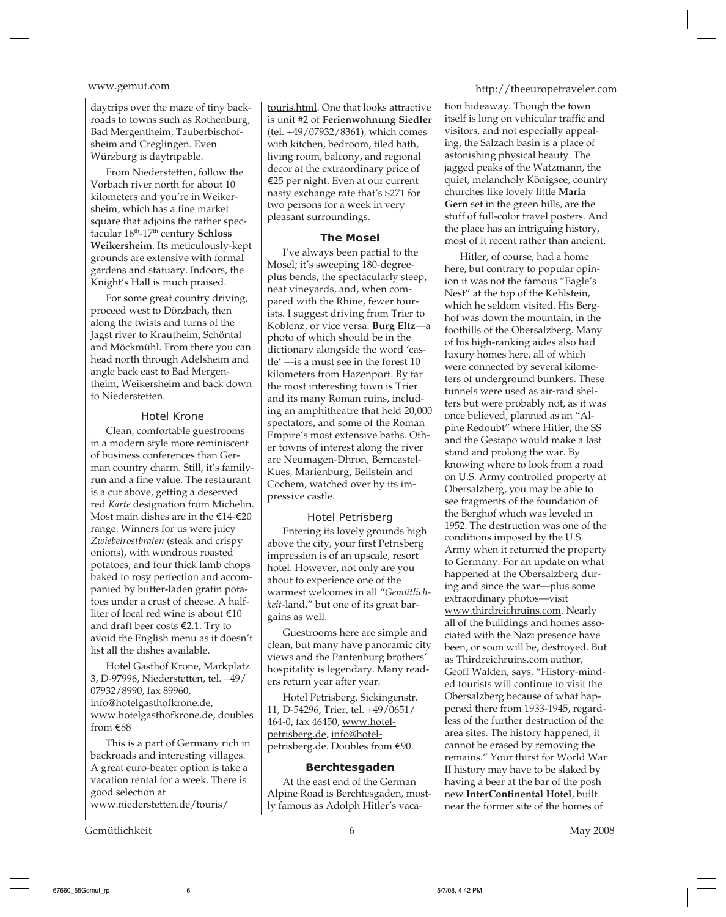daytrips over the maze of tiny backroads to towns such as Rothenburg, Bad Mergentheim, Tauberbischofsheim and Creglingen. Even Würzburg is daytripable.

From Niederstetten, follow the Vorbach river north for about 10 kilometers and you're in Weikersheim, which has a fine market square that adjoins the rather spectacular 16th-17th century **Schloss Weikersheim**. Its meticulously-kept grounds are extensive with formal gardens and statuary. Indoors, the Knight's Hall is much praised.

For some great country driving, proceed west to Dörzbach, then along the twists and turns of the Jagst river to Krautheim, Schöntal and Möckmühl. From there you can head north through Adelsheim and angle back east to Bad Mergentheim, Weikersheim and back down to Niederstetten.

### Hotel Krone

Clean, comfortable guestrooms in a modern style more reminiscent of business conferences than German country charm. Still, it's family-run and a fine value. The restaurant is a cut above, getting a deserved red *Karte* designation from Michelin. Most main dishes are in the €14-€20 range. Winners for us were juicy *Zwiebelrostbraten* (steak and crispy onions), with wondrous roasted potatoes, and four thick lamb chops baked to rosy perfection and accompanied by butter-laden gratin potatoes under a crust of cheese. A half-liter of local red wine is about €10 and draft beer costs €2.1. Try to avoid the English menu as it doesn't list all the dishes available.

Hotel Gasthof Krone, Markplatz 3, D-97996, Niederstetten, tel. +49/07932/8990, fax 89960, info@hotelgasthofkrone.de, www.hotelgasthofkrone.de, doubles from €88

This is a part of Germany rich in backroads and interesting villages. A great euro-beater option is take a vacation rental for a week. There is good selection at www.niederstetten.de/touris/touris.html. One that looks attractive is unit #2 of **Ferienwohnung Siedler** (tel. +49/07932/8361), which comes with kitchen, bedroom, tiled bath, living room, balcony, and regional decor at the extraordinary price of €25 per night. Even at our current nasty exchange rate that's $271 for two persons for a week in very pleasant surroundings.

## The Mosel

I've always been partial to the Mosel; it's sweeping 180-degree-plus bends, the spectacularly steep, neat vineyards, and, when compared with the Rhine, fewer tourists. I suggest driving from Trier to Koblenz, or vice versa. **Burg Eltz**—a photo of which should be in the dictionary alongside the word 'castle' —is a must see in the forest 10 kilometers from Hazenport. By far the most interesting town is Trier and its many Roman ruins, including an amphitheatre that held 20,000 spectators, and some of the Roman Empire's most extensive baths. Other towns of interest along the river are Neumagen-Dhron, Berncastel-Kues, Marienburg, Beilstein and Cochem, watched over by its impressive castle.

### Hotel Petrisberg

Entering its lovely grounds high above the city, your first Petrisberg impression is of an upscale, resort hotel. However, not only are you about to experience one of the warmest welcomes in all "*Gemütlichkeit*-land," but one of its great bargains as well.

Guestrooms here are simple and clean, but many have panoramic city views and the Pantenburg brothers' hospitality is legendary. Many readers return year after year.

Hotel Petrisberg, Sickingenstr. 11, D-54296, Trier, tel. +49/0651/464-0, fax 46450, www.hotel-petrisberg.de, info@hotel-petrisberg.de. Doubles from €90.

## Berchtesgaden

At the east end of the German Alpine Road is Berchtesgaden, mostly famous as Adolph Hitler's vacation hideaway. Though the town itself is long on vehicular traffic and visitors, and not especially appealing, the Salzach basin is a place of astonishing physical beauty. The jagged peaks of the Watzmann, the quiet, melancholy Königsee, country churches like lovely little **Maria Gern** set in the green hills, are the stuff of full-color travel posters. And the place has an intriguing history, most of it recent rather than ancient.

Hitler, of course, had a home here, but contrary to popular opinion it was not the famous "Eagle's Nest" at the top of the Kehlstein, which he seldom visited. His Berghof was down the mountain, in the foothills of the Obersalzberg. Many of his high-ranking aides also had luxury homes here, all of which were connected by several kilometers of underground bunkers. These tunnels were used as air-raid shelters but were probably not, as it was once believed, planned as an "Alpine Redoubt" where Hitler, the SS and the Gestapo would make a last stand and prolong the war. By knowing where to look from a road on U.S. Army controlled property at Obersalzberg, you may be able to see fragments of the foundation of the Berghof which was leveled in 1952. The destruction was one of the conditions imposed by the U.S. Army when it returned the property to Germany. For an update on what happened at the Obersalzberg during and since the war—plus some extraordinary photos—visit www.thirdreichruins.com. Nearly all of the buildings and homes associated with the Nazi presence have been, or soon will be, destroyed. But as Thirdreichruins.com author, Geoff Walden, says, "History-minded tourists will continue to visit the Obersalzberg because of what happened there from 1933-1945, regardless of the further destruction of the area sites. The history happened, it cannot be erased by removing the remains." Your thirst for World War II history may have to be slaked by having a beer at the bar of the posh new **InterContinental Hotel**, built near the former site of the homes of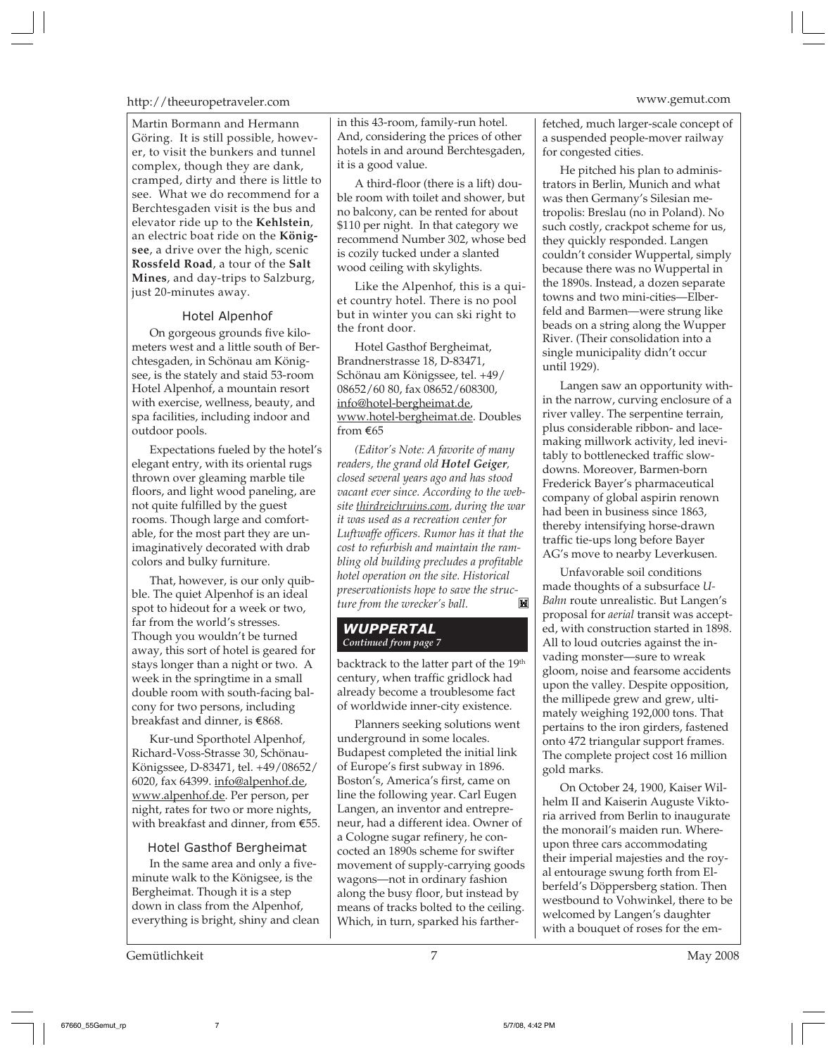Martin Bormann and Hermann Göring. It is still possible, however, to visit the bunkers and tunnel complex, though they are dank, cramped, dirty and there is little to see. What we do recommend for a Berchtesgaden visit is the bus and elevator ride up to the **Kehlstein**, an electric boat ride on the **Königsee**, a drive over the high, scenic **Rossfeld Road**, a tour of the **Salt Mines**, and day-trips to Salzburg, just 20-minutes away.

### Hotel Alpenhof

On gorgeous grounds five kilometers west and a little south of Berchtesgaden, in Schönau am Königsee, is the stately and staid 53-room Hotel Alpenhof, a mountain resort with exercise, wellness, beauty, and spa facilities, including indoor and outdoor pools.

Expectations fueled by the hotel's elegant entry, with its oriental rugs thrown over gleaming marble tile floors, and light wood paneling, are not quite fulfilled by the guest rooms. Though large and comfortable, for the most part they are unimaginatively decorated with drab colors and bulky furniture.

That, however, is our only quibble. The quiet Alpenhof is an ideal spot to hideout for a week or two, far from the world's stresses. Though you wouldn't be turned away, this sort of hotel is geared for stays longer than a night or two. A week in the springtime in a small double room with south-facing balcony for two persons, including breakfast and dinner, is €868.

Kur-und Sporthotel Alpenhof, Richard-Voss-Strasse 30, Schönau-Königssee, D-83471, tel. +49/08652/6020, fax 64399. info@alpenhof.de, www.alpenhof.de. Per person, per night, rates for two or more nights, with breakfast and dinner, from €55.

### Hotel Gasthof Bergheimat

In the same area and only a five-minute walk to the Königsee, is the Bergheimat. Though it is a step down in class from the Alpenhof, everything is bright, shiny and clean in this 43-room, family-run hotel. And, considering the prices of other hotels in and around Berchtesgaden, it is a good value.

A third-floor (there is a lift) double room with toilet and shower, but no balcony, can be rented for about $110 per night. In that category we recommend Number 302, whose bed is cozily tucked under a slanted wood ceiling with skylights.

Like the Alpenhof, this is a quiet country hotel. There is no pool but in winter you can ski right to the front door.

Hotel Gasthof Bergheimat, Brandnerstrasse 18, D-83471, Schönau am Königssee, tel. +49/08652/60 80, fax 08652/608300, info@hotel-bergheimat.de, www.hotel-bergheimat.de. Doubles from €65

*(Editor's Note: A favorite of many readers, the grand old **Hotel Geiger**, closed several years ago and has stood vacant ever since. According to the website thirdreichruins.com, during the war it was used as a recreation center for Luftwaffe officers. Rumor has it that the cost to refurbish and maintain the rambling old building precludes a profitable hotel operation on the site. Historical preservationists hope to save the structure from the wrecker's ball.*

## *WUPPERTAL*

*Continued from page 7*

backtrack to the latter part of the 19th century, when traffic gridlock had already become a troublesome fact of worldwide inner-city existence.

Planners seeking solutions went underground in some locales. Budapest completed the initial link of Europe's first subway in 1896. Boston's, America's first, came on line the following year. Carl Eugen Langen, an inventor and entrepreneur, had a different idea. Owner of a Cologne sugar refinery, he concocted an 1890s scheme for swifter movement of supply-carrying goods wagons—not in ordinary fashion along the busy floor, but instead by means of tracks bolted to the ceiling. Which, in turn, sparked his farther-fetched, much larger-scale concept of a suspended people-mover railway for congested cities.

He pitched his plan to administrators in Berlin, Munich and what was then Germany's Silesian metropolis: Breslau (no in Poland). No such costly, crackpot scheme for us, they quickly responded. Langen couldn't consider Wuppertal, simply because there was no Wuppertal in the 1890s. Instead, a dozen separate towns and two mini-cities—Elberfeld and Barmen—were strung like beads on a string along the Wupper River. (Their consolidation into a single municipality didn't occur until 1929).

Langen saw an opportunity within the narrow, curving enclosure of a river valley. The serpentine terrain, plus considerable ribbon- and lace-making millwork activity, led inevitably to bottlenecked traffic slowdowns. Moreover, Barmen-born Frederick Bayer's pharmaceutical company of global aspirin renown had been in business since 1863, thereby intensifying horse-drawn traffic tie-ups long before Bayer AG's move to nearby Leverkusen.

Unfavorable soil conditions made thoughts of a subsurface *U-Bahn* route unrealistic. But Langen's proposal for *aerial* transit was accepted, with construction started in 1898. All to loud outcries against the invading monster—sure to wreak gloom, noise and fearsome accidents upon the valley. Despite opposition, the millipede grew and grew, ultimately weighing 192,000 tons. That pertains to the iron girders, fastened onto 472 triangular support frames. The complete project cost 16 million gold marks.

On October 24, 1900, Kaiser Wilhelm II and Kaiserin Auguste Viktoria arrived from Berlin to inaugurate the monorail's maiden run. Whereupon three cars accommodating their imperial majesties and the royal entourage swung forth from Elberfeld's Döppersberg station. Then westbound to Vohwinkel, there to be welcomed by Langen's daughter with a bouquet of roses for the em-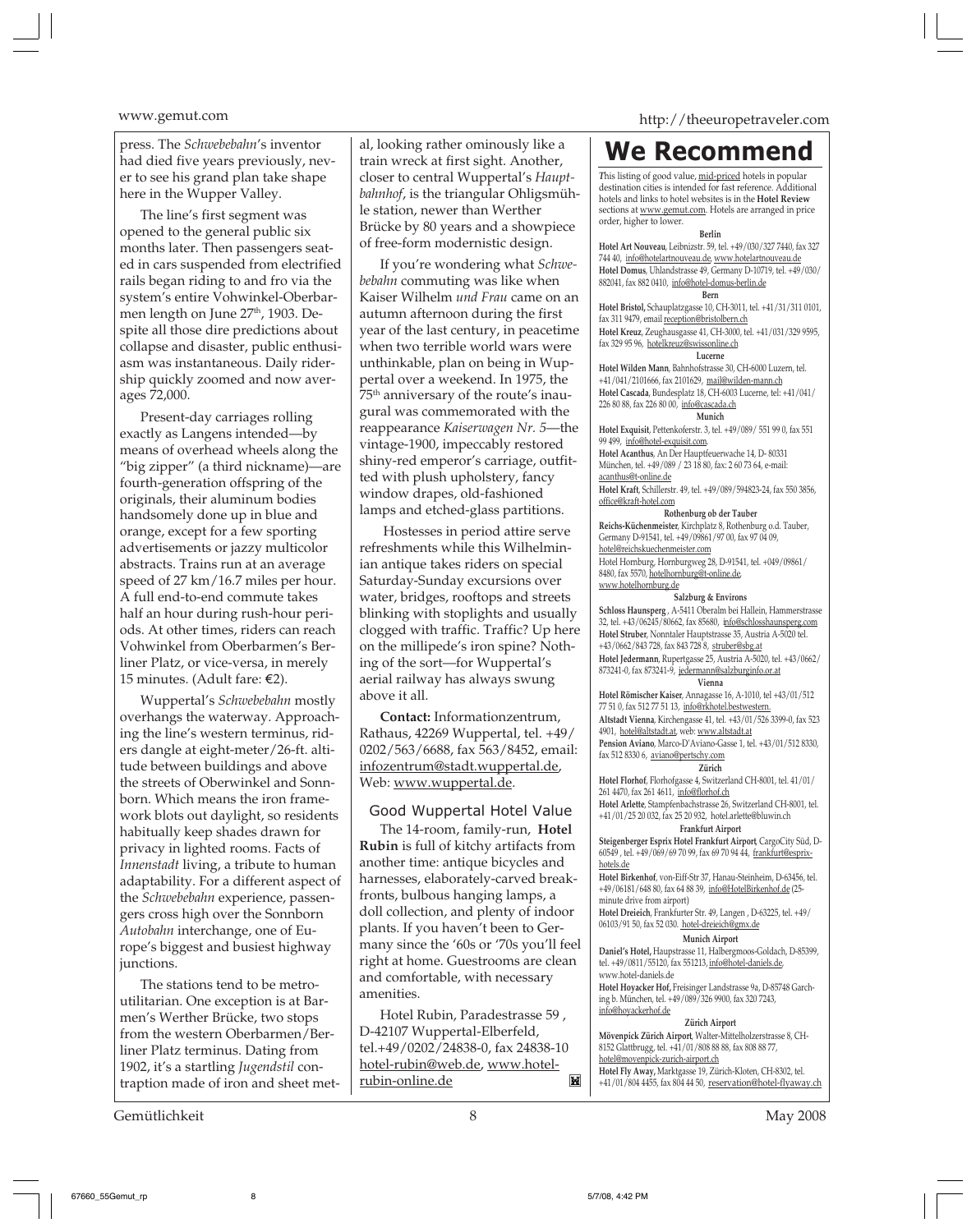press. The *Schwebebahn*'s inventor had died five years previously, never to see his grand plan take shape here in the Wupper Valley.

The line's first segment was opened to the general public six months later. Then passengers seated in cars suspended from electrified rails began riding to and fro via the system's entire Vohwinkel-Oberbarmen length on June 27th, 1903. Despite all those dire predictions about collapse and disaster, public enthusiasm was instantaneous. Daily ridership quickly zoomed and now averages 72,000.

Present-day carriages rolling exactly as Langens intended—by means of overhead wheels along the "big zipper" (a third nickname)—are fourth-generation offspring of the originals, their aluminum bodies handsomely done up in blue and orange, except for a few sporting advertisements or jazzy multicolor abstracts. Trains run at an average speed of 27 km/16.7 miles per hour. A full end-to-end commute takes half an hour during rush-hour periods. At other times, riders can reach Vohwinkel from Oberbarmen's Berliner Platz, or vice-versa, in merely 15 minutes. (Adult fare: €2).

Wuppertal's *Schwebebahn* mostly overhangs the waterway. Approaching the line's western terminus, riders dangle at eight-meter/26-ft. altitude between buildings and above the streets of Oberwinkel and Sonnborn. Which means the iron framework blots out daylight, so residents habitually keep shades drawn for privacy in lighted rooms. Facts of *Innenstadt* living, a tribute to human adaptability. For a different aspect of the *Schwebebahn* experience, passengers cross high over the Sonnborn *Autobahn* interchange, one of Europe's biggest and busiest highway junctions.

The stations tend to be metro-utilitarian. One exception is at Barmen's Werther Brücke, two stops from the western Oberbarmen/Berliner Platz terminus. Dating from 1902, it's a startling *Jugendstil* contraption made of iron and sheet metal, looking rather ominously like a train wreck at first sight. Another, closer to central Wuppertal's *Hauptbahnhof*, is the triangular Ohligsmühle station, newer than Werther Brücke by 80 years and a showpiece of free-form modernistic design.

If you're wondering what *Schwebebahn* commuting was like when Kaiser Wilhelm *und Frau* came on an autumn afternoon during the first year of the last century, in peacetime when two terrible world wars were unthinkable, plan on being in Wuppertal over a weekend. In 1975, the 75th anniversary of the route's inaugural was commemorated with the reappearance *Kaiserwagen Nr. 5*—the vintage-1900, impeccably restored shiny-red emperor's carriage, outfitted with plush upholstery, fancy window drapes, old-fashioned lamps and etched-glass partitions.

Hostesses in period attire serve refreshments while this Wilhelminian antique takes riders on special Saturday-Sunday excursions over water, bridges, rooftops and streets blinking with stoplights and usually clogged with traffic. Traffic? Up here on the millipede's iron spine? Nothing of the sort—for Wuppertal's aerial railway has always swung above it all.

**Contact:** Informationzentrum, Rathaus, 42269 Wuppertal, tel. +49/0202/563/6688, fax 563/8452, email: infozentrum@stadt.wuppertal.de, Web: www.wuppertal.de.

### Good Wuppertal Hotel Value

The 14-room, family-run, **Hotel Rubin** is full of kitchy artifacts from another time: antique bicycles and harnesses, elaborately-carved breakfronts, bulbous hanging lamps, a doll collection, and plenty of indoor plants. If you haven't been to Germany since the '60s or '70s you'll feel right at home. Guestrooms are clean and comfortable, with necessary amenities.

Hotel Rubin, Paradestrasse 59 , D-42107 Wuppertal-Elberfeld, tel.+49/0202/24838-0, fax 24838-10 hotel-rubin@web.de, www.hotel-rubin-online.de

# We Recommend

*T*his listing of good value, mid-priced hotels in popular destination cities is intended for fast reference. Additional hotels and links to hotel websites is in the **Hotel Review** sections at www.gemut.com. Hotels are arranged in price order, higher to lower.

**Berlin**

**Hotel Art Nouveau**, Leibnizstr. 59, tel. +49/030/327 7440, fax 327 744 40, info@hotelartnouveau.de, www.hotelartnouveau.de

**Hotel Domus**, Uhlandstrasse 49, Germany D-10719, tel. +49/030/882041, fax 882 0410, info@hotel-domus-berlin.de

**Bern**

**Hotel Bristol,** Schauplatzgasse 10, CH-3011, tel. +41/31/311 0101, fax 311 9479, email reception@bristolbern.ch

**Hotel Kreuz**, Zeughausgasse 41, CH-3000, tel. +41/031/329 9595, fax 329 95 96, hotelkreuz@swissonline.ch

**Lucerne**

**Hotel Wilden Mann**, Bahnhofstrasse 30, CH-6000 Luzern, tel. +41/041/2101666, fax 2101629, mail@wilden-mann.ch

**Hotel Cascada**, Bundesplatz 18, CH-6003 Lucerne, tel: +41/041/226 80 88, fax 226 80 00, info@cascada.ch

**Munich**

**Hotel Exquisit**, Pettenkoferstr. 3, tel. +49/089/ 551 99 0, fax 551 99 499, info@hotel-exquisit.com.

**Hotel Acanthus**, An Der Hauptfeuerwache 14, D- 80331 München, tel. +49/089 / 23 18 80, fax: 2 60 73 64, e-mail: acanthus@t-online.de

**Hotel Kraft**, Schillerstr. 49, tel. +49/089/594823-24, fax 550 3856, office@kraft-hotel.com

**Rothenburg ob der Tauber**

**Reichs-Küchenmeister**, Kirchplatz 8, Rothenburg o.d. Tauber, Germany D-91541, tel. +49/09861/97 00, fax 97 04 09, hotel@reichskuechenmeister.com

Hotel Hornburg, Hornburgweg 28, D-91541, tel. +049/09861/8480, fax 5570, hotelhornburg@t-online.de, www.hotelhornburg.de

**Salzburg & Environs**

**Schloss Haunsperg** , A-5411 Oberalm bei Hallein, Hammerstrasse 32, tel. +43/06245/80662, fax 85680, info@schlosshaunsperg.com

**Hotel Struber**, Nonntaler Hauptstrasse 35, Austria A-5020 tel. +43/0662/843 728, fax 843 728 8, struber@sbg.at

**Hotel Jedermann**, Rupertgasse 25, Austria A-5020, tel. +43/0662/873241-0, fax 873241-9, jedermann@salzburginfo.or.at

**Vienna**

**Hotel Römischer Kaiser**, Annagasse 16, A-1010, tel +43/01/512 77 51 0, fax 512 77 51 13, info@rkhotel.bestwestern.

**Altstadt Vienna**, Kirchengasse 41, tel. +43/01/526 3399-0, fax 523 4901, hotel@altstadt.at, web: www.altstadt.at

**Pension Aviano**, Marco-D'Aviano-Gasse 1, tel. +43/01/512 8330, fax 512 8330 6, aviano@pertschy.com

**Zürich**

**Hotel Florhof**, Florhofgasse 4, Switzerland CH-8001, tel. 41/01/261 4470, fax 261 4611, info@florhof.ch

**Hotel Arlette**, Stampfenbachstrasse 26, Switzerland CH-8001, tel. +41/01/25 20 032, fax 25 20 932, hotel.arlette@bluwin.ch

**Frankfurt Airport**

**Steigenberger Esprix Hotel Frankfurt Airport**, CargoCity Süd, D-60549 , tel. +49/069/69 70 99, fax 69 70 94 44, frankfurt@esprix-hotels.de

**Hotel Birkenhof**, von-Eiff-Str 37, Hanau-Steinheim, D-63456, tel. +49/06181/648 80, fax 64 88 39, info@HotelBirkenhof.de (25-minute drive from airport)

**Hotel Dreieich**, Frankfurter Str. 49, Langen , D-63225, tel. +49/06103/91 50, fax 52 030. hotel-dreieich@gmx.de

**Munich Airport**

**Daniel's Hotel,** Haupstrasse 11, Halbergmoos-Goldach, D-85399, tel. +49/0811/55120, fax 551213, info@hotel-daniels.de, www.hotel-daniels.de

**Hotel Hoyacker Hof,** Freisinger Landstrasse 9a, D-85748 Garching b. München, tel. +49/089/326 9900, fax 320 7243, info@hoyackerhof.de

**Zürich Airport**

**Mövenpick Zürich Airport**, Walter-Mittelholzerstrasse 8, CH-8152 Glattbrugg, tel. +41/01/808 88 88, fax 808 88 77, hotel@movenpick-zurich-airport.ch

**Hotel Fly Away,** Marktgasse 19, Zürich-Kloten, CH-8302, tel. +41/01/804 4455, fax 804 44 50, reservation@hotel-flyaway.ch